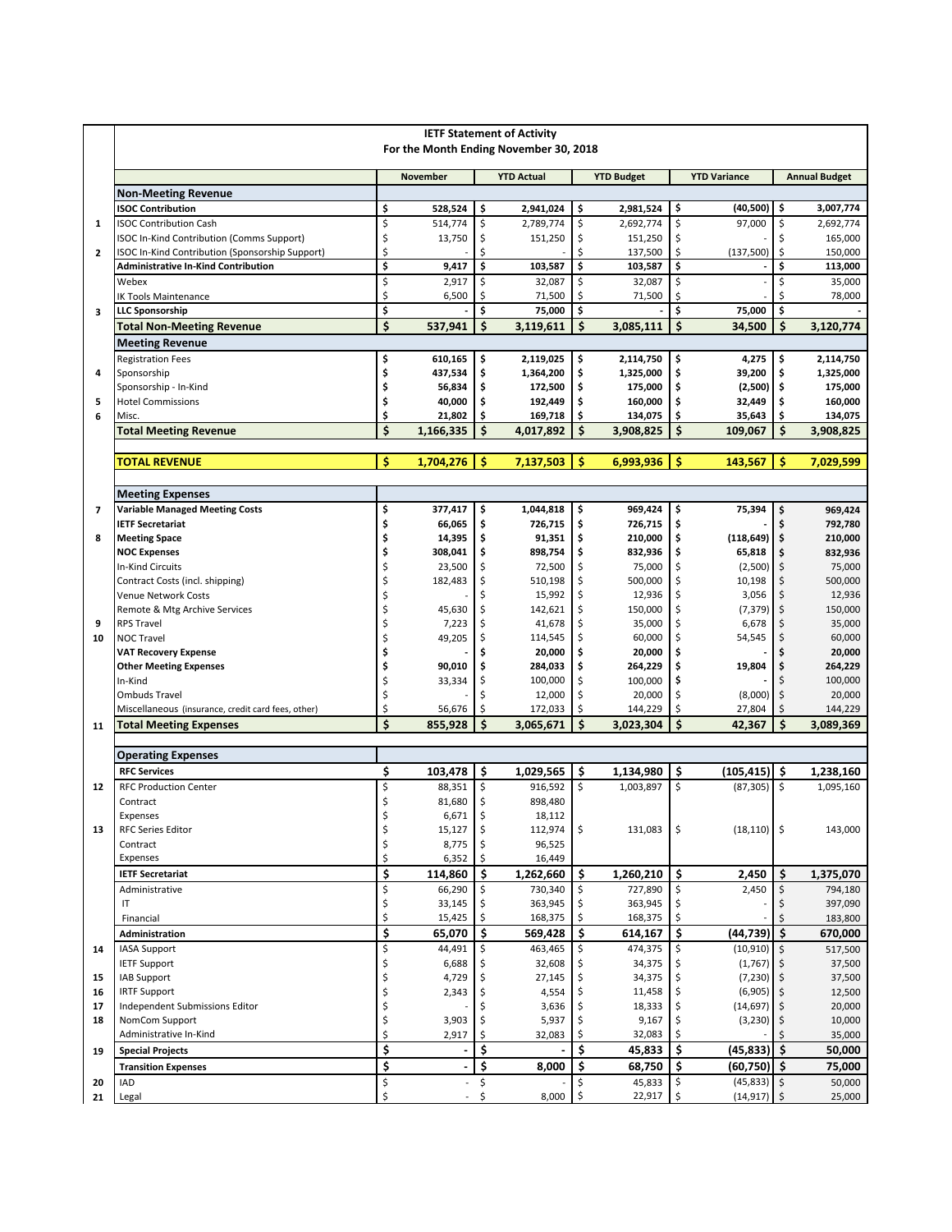# IETF Statement of Activity

## For the Month Ending November 30, 2018

| | | November | YTD Actual | YTD Budget | YTD Variance | Annual Budget |
|---|---|---|---|---|---|---|
| | **Non-Meeting Revenue** | | | | | |
| | **ISOC Contribution** | **$ 528,524** | **$ 2,941,024** | **$ 2,981,524** | **$ (40,500)** | **$ 3,007,774** |
| 1 | ISOC Contribution Cash | $ 514,774 | $ 2,789,774 | $ 2,692,774 | $ 97,000 | $ 2,692,774 |
| | ISOC In-Kind Contribution (Comms Support) | $ 13,750 | $ 151,250 | $ 151,250 | $ - | $ 165,000 |
| 2 | ISOC In-Kind Contribution (Sponsorship Support) | $ - | $ | $ 137,500 | $ (137,500) | $ 150,000 |
| | **Administrative In-Kind Contribution** | **$ 9,417** | **$ 103,587** | **$ 103,587** | **$ -** | **$ 113,000** |
| | Webex | $ 2,917 | $ 32,087 | $ 32,087 | $ - | $ 35,000 |
| | IK Tools Maintenance | $ 6,500 | $ 71,500 | $ 71,500 | $ - | $ 78,000 |
| 3 | **LLC Sponsorship** | **$ -** | **$ 75,000** | **$ -** | **$ 75,000** | **$ -** |
| | **Total Non-Meeting Revenue** | **$ 537,941** | **$ 3,119,611** | **$ 3,085,111** | **$ 34,500** | **$ 3,120,774** |
| | **Meeting Revenue** | | | | | |
| | Registration Fees | **$ 610,165** | **$ 2,119,025** | **$ 2,114,750** | **$ 4,275** | **$ 2,114,750** |
| 4 | Sponsorship | **$ 437,534** | **$ 1,364,200** | **$ 1,325,000** | **$ 39,200** | **$ 1,325,000** |
| | Sponsorship - In-Kind | **$ 56,834** | **$ 172,500** | **$ 175,000** | **$ (2,500)** | **$ 175,000** |
| 5 | Hotel Commissions | **$ 40,000** | **$ 192,449** | **$ 160,000** | **$ 32,449** | **$ 160,000** |
| 6 | Misc. | **$ 21,802** | **$ 169,718** | **$ 134,075** | **$ 35,643** | **$ 134,075** |
| | **Total Meeting Revenue** | **$ 1,166,335** | **$ 4,017,892** | **$ 3,908,825** | **$ 109,067** | **$ 3,908,825** |
| | | | | | | |
| | **TOTAL REVENUE** | **$ 1,704,276** | **$ 7,137,503** | **$ 6,993,936** | **$ 143,567** | **$ 7,029,599** |
| | | | | | | |
| | **Meeting Expenses** | | | | | |
| 7 | **Variable Managed Meeting Costs** | **$ 377,417** | **$ 1,044,818** | **$ 969,424** | **$ 75,394** | **$ 969,424** |
| | **IETF Secretariat** | **$ 66,065** | **$ 726,715** | **$ 726,715** | **$ -** | **$ 792,780** |
| 8 | **Meeting Space** | **$ 14,395** | **$ 91,351** | **$ 210,000** | **$ (118,649)** | **$ 210,000** |
| | **NOC Expenses** | **$ 308,041** | **$ 898,754** | **$ 832,936** | **$ 65,818** | **$ 832,936** |
| | In-Kind Circuits | $ 23,500 | $ 72,500 | $ 75,000 | $ (2,500) | $ 75,000 |
| | Contract Costs (incl. shipping) | $ 182,483 | $ 510,198 | $ 500,000 | $ 10,198 | $ 500,000 |
| | Venue Network Costs | $ - | $ 15,992 | $ 12,936 | $ 3,056 | $ 12,936 |
| | Remote & Mtg Archive Services | $ 45,630 | $ 142,621 | $ 150,000 | $ (7,379) | $ 150,000 |
| 9 | RPS Travel | $ 7,223 | $ 41,678 | $ 35,000 | $ 6,678 | $ 35,000 |
| 10 | NOC Travel | $ 49,205 | $ 114,545 | $ 60,000 | $ 54,545 | $ 60,000 |
| | **VAT Recovery Expense** | **$ -** | **$ 20,000** | **$ 20,000** | **$ -** | **$ 20,000** |
| | **Other Meeting Expenses** | **$ 90,010** | **$ 284,033** | **$ 264,229** | **$ 19,804** | **$ 264,229** |
| | In-Kind | $ 33,334 | $ 100,000 | $ 100,000 | $ - | $ 100,000 |
| | Ombuds Travel | $ - | $ 12,000 | $ 20,000 | $ (8,000) | $ 20,000 |
| | Miscellaneous (insurance, credit card fees, other) | $ 56,676 | $ 172,033 | $ 144,229 | $ 27,804 | $ 144,229 |
| 11 | **Total Meeting Expenses** | **$ 855,928** | **$ 3,065,671** | **$ 3,023,304** | **$ 42,367** | **$ 3,089,369** |
| | | | | | | |
| | **Operating Expenses** | | | | | |
| | **RFC Services** | **$ 103,478** | **$ 1,029,565** | **$ 1,134,980** | **$ (105,415)** | **$ 1,238,160** |
| 12 | RFC Production Center | $ 88,351 | $ 916,592 | $ 1,003,897 | $ (87,305) | $ 1,095,160 |
| | Contract | $ 81,680 | $ 898,480 | | | |
| | Expenses | $ 6,671 | $ 18,112 | | | |
| 13 | RFC Series Editor | $ 15,127 | $ 112,974 | $ 131,083 | $ (18,110) | $ 143,000 |
| | Contract | $ 8,775 | $ 96,525 | | | |
| | Expenses | $ 6,352 | $ 16,449 | | | |
| | **IETF Secretariat** | **$ 114,860** | **$ 1,262,660** | **$ 1,260,210** | **$ 2,450** | **$ 1,375,070** |
| | Administrative | $ 66,290 | $ 730,340 | $ 727,890 | $ 2,450 | $ 794,180 |
| | IT | $ 33,145 | $ 363,945 | $ 363,945 | $ - | $ 397,090 |
| | Financial | $ 15,425 | $ 168,375 | $ 168,375 | $ - | $ 183,800 |
| | **Administration** | **$ 65,070** | **$ 569,428** | **$ 614,167** | **$ (44,739)** | **$ 670,000** |
| 14 | IASA Support | $ 44,491 | $ 463,465 | $ 474,375 | $ (10,910) | $ 517,500 |
| | IETF Support | $ 6,688 | $ 32,608 | $ 34,375 | $ (1,767) | $ 37,500 |
| 15 | IAB Support | $ 4,729 | $ 27,145 | $ 34,375 | $ (7,230) | $ 37,500 |
| 16 | IRTF Support | $ 2,343 | $ 4,554 | $ 11,458 | $ (6,905) | $ 12,500 |
| 17 | Independent Submissions Editor | $ - | $ 3,636 | $ 18,333 | $ (14,697) | $ 20,000 |
| 18 | NomCom Support | $ 3,903 | $ 5,937 | $ 9,167 | $ (3,230) | $ 10,000 |
| | Administrative In-Kind | $ 2,917 | $ 32,083 | $ 32,083 | $ - | $ 35,000 |
| 19 | **Special Projects** | **$ -** | **$ -** | **$ 45,833** | **$ (45,833)** | **$ 50,000** |
| | **Transition Expenses** | **$ -** | **$ 8,000** | **$ 68,750** | **$ (60,750)** | **$ 75,000** |
| 20 | IAD | $ - | $ - | $ 45,833 | $ (45,833) | $ 50,000 |
| 21 | Legal | $ - | $ 8,000 | $ 22,917 | $ (14,917) | $ 25,000 |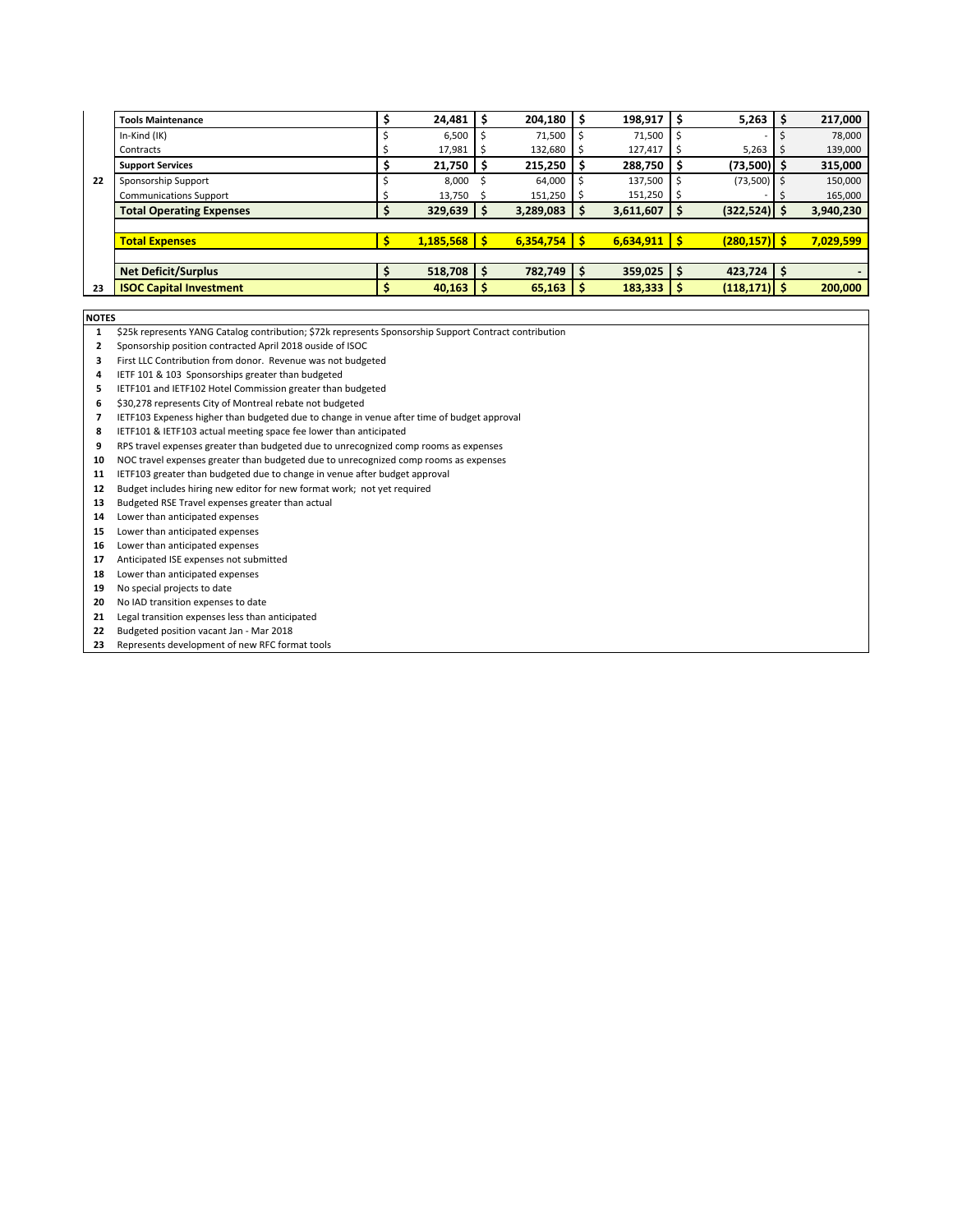| | | | | | | | | | | |
|---|---|---|---|---|---|---|---|---|---|---|
| | **Tools Maintenance** | **$** | **24,481** | **$** | **204,180** | **$** | **198,917** | **$** | **5,263** | **$** | **217,000** |
| | In-Kind (IK) | $ | 6,500 | $ | 71,500 | $ | 71,500 | $ | - | $ | 78,000 |
| | Contracts | $ | 17,981 | $ | 132,680 | $ | 127,417 | $ | 5,263 | $ | 139,000 |
| | **Support Services** | **$** | **21,750** | **$** | **215,250** | **$** | **288,750** | **$** | **(73,500)** | **$** | **315,000** |
| 22 | Sponsorship Support | $ | 8,000 | $ | 64,000 | $ | 137,500 | $ | (73,500) | $ | 150,000 |
| | Communications Support | $ | 13,750 | $ | 151,250 | $ | 151,250 | $ | - | $ | 165,000 |
| | **Total Operating Expenses** | **$** | **329,639** | **$** | **3,289,083** | **$** | **3,611,607** | **$** | **(322,524)** | **$** | **3,940,230** |
| | | | | | | | | | | | |
| | **Total Expenses** | **$** | **1,185,568** | **$** | **6,354,754** | **$** | **6,634,911** | **$** | **(280,157)** | **$** | **7,029,599** |
| | | | | | | | | | | | |
| | **Net Deficit/Surplus** | **$** | **518,708** | **$** | **782,749** | **$** | **359,025** | **$** | **423,724** | **$** | **-** |
| 23 | **ISOC Capital Investment** | **$** | **40,163** | **$** | **65,163** | **$** | **183,333** | **$** | **(118,171)** | **$** | **200,000** |

**NOTES**

| | |
|---|---|
| 1 | $25k represents YANG Catalog contribution; $72k represents Sponsorship Support Contract contribution |
| 2 | Sponsorship position contracted April 2018 ouside of ISOC |
| 3 | First LLC Contribution from donor. Revenue was not budgeted |
| 4 | IETF 101 & 103 Sponsorships greater than budgeted |
| 5 | IETF101 and IETF102 Hotel Commission greater than budgeted |
| 6 | $30,278 represents City of Montreal rebate not budgeted |
| 7 | IETF103 Expeness higher than budgeted due to change in venue after time of budget approval |
| 8 | IETF101 & IETF103 actual meeting space fee lower than anticipated |
| 9 | RPS travel expenses greater than budgeted due to unrecognized comp rooms as expenses |
| 10 | NOC travel expenses greater than budgeted due to unrecognized comp rooms as expenses |
| 11 | IETF103 greater than budgeted due to change in venue after budget approval |
| 12 | Budget includes hiring new editor for new format work; not yet required |
| 13 | Budgeted RSE Travel expenses greater than actual |
| 14 | Lower than anticipated expenses |
| 15 | Lower than anticipated expenses |
| 16 | Lower than anticipated expenses |
| 17 | Anticipated ISE expenses not submitted |
| 18 | Lower than anticipated expenses |
| 19 | No special projects to date |
| 20 | No IAD transition expenses to date |
| 21 | Legal transition expenses less than anticipated |
| 22 | Budgeted position vacant Jan - Mar 2018 |
| 23 | Represents development of new RFC format tools |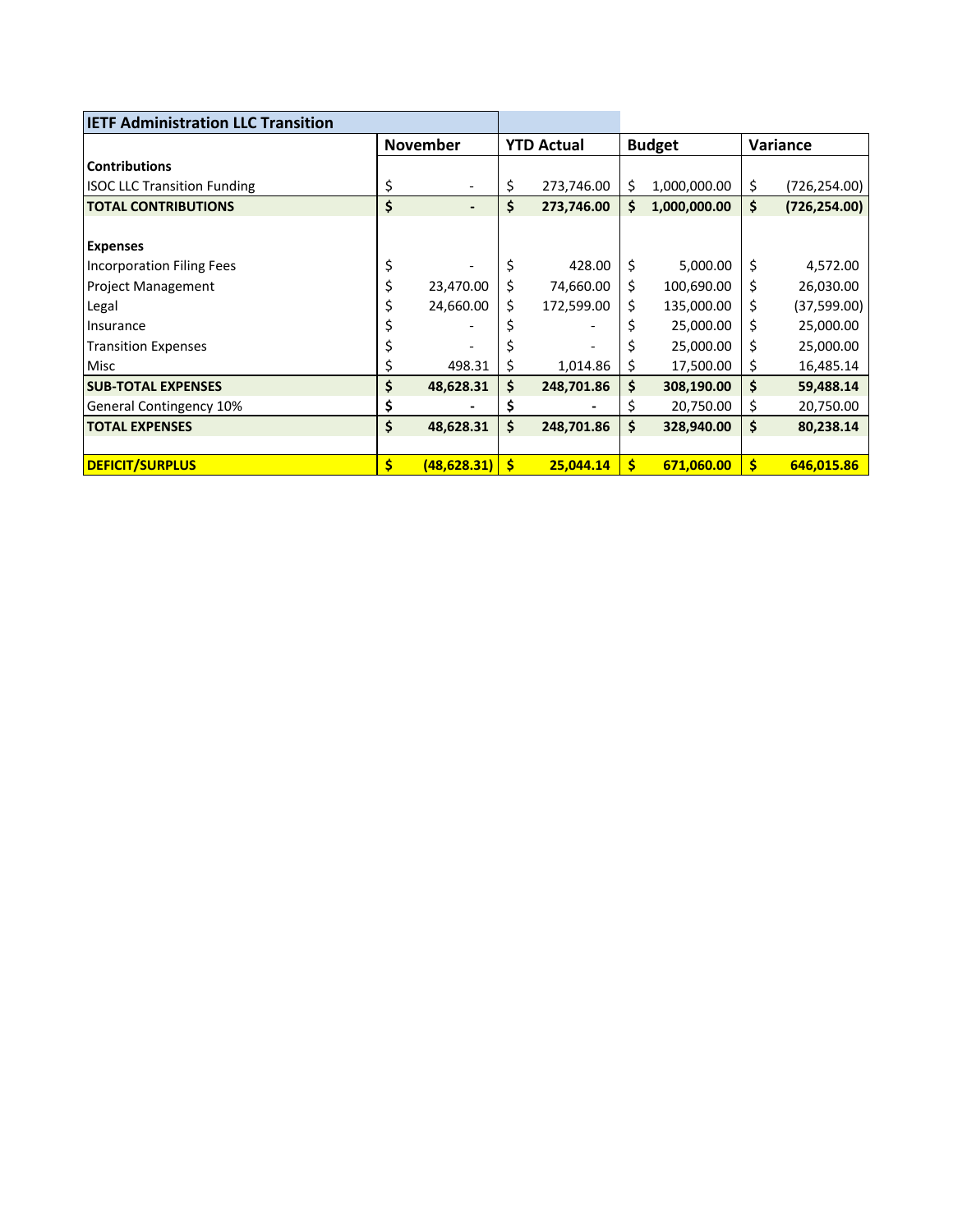| IETF Administration LLC Transition | November | YTD Actual | Budget | Variance |
|---|---|---|---|---|
| **Contributions** | | | | |
| ISOC LLC Transition Funding | $ - | $ 273,746.00 | $ 1,000,000.00 | $ (726,254.00) |
| **TOTAL CONTRIBUTIONS** | **$ -** | **$ 273,746.00** | **$ 1,000,000.00** | **$ (726,254.00)** |
| | | | | |
| **Expenses** | | | | |
| Incorporation Filing Fees | $ - | $ 428.00 | $ 5,000.00 | $ 4,572.00 |
| Project Management | $ 23,470.00 | $ 74,660.00 | $ 100,690.00 | $ 26,030.00 |
| Legal | $ 24,660.00 | $ 172,599.00 | $ 135,000.00 | $ (37,599.00) |
| Insurance | $ - | $ - | $ 25,000.00 | $ 25,000.00 |
| Transition Expenses | $ - | $ - | $ 25,000.00 | $ 25,000.00 |
| Misc | $ 498.31 | $ 1,014.86 | $ 17,500.00 | $ 16,485.14 |
| **SUB-TOTAL EXPENSES** | **$ 48,628.31** | **$ 248,701.86** | **$ 308,190.00** | **$ 59,488.14** |
| General Contingency 10% | **$ -** | **$ -** | $ 20,750.00 | $ 20,750.00 |
| **TOTAL EXPENSES** | **$ 48,628.31** | **$ 248,701.86** | **$ 328,940.00** | **$ 80,238.14** |
| | | | | |
| **DEFICIT/SURPLUS** | **$ (48,628.31)** | **$ 25,044.14** | **$ 671,060.00** | **$ 646,015.86** |